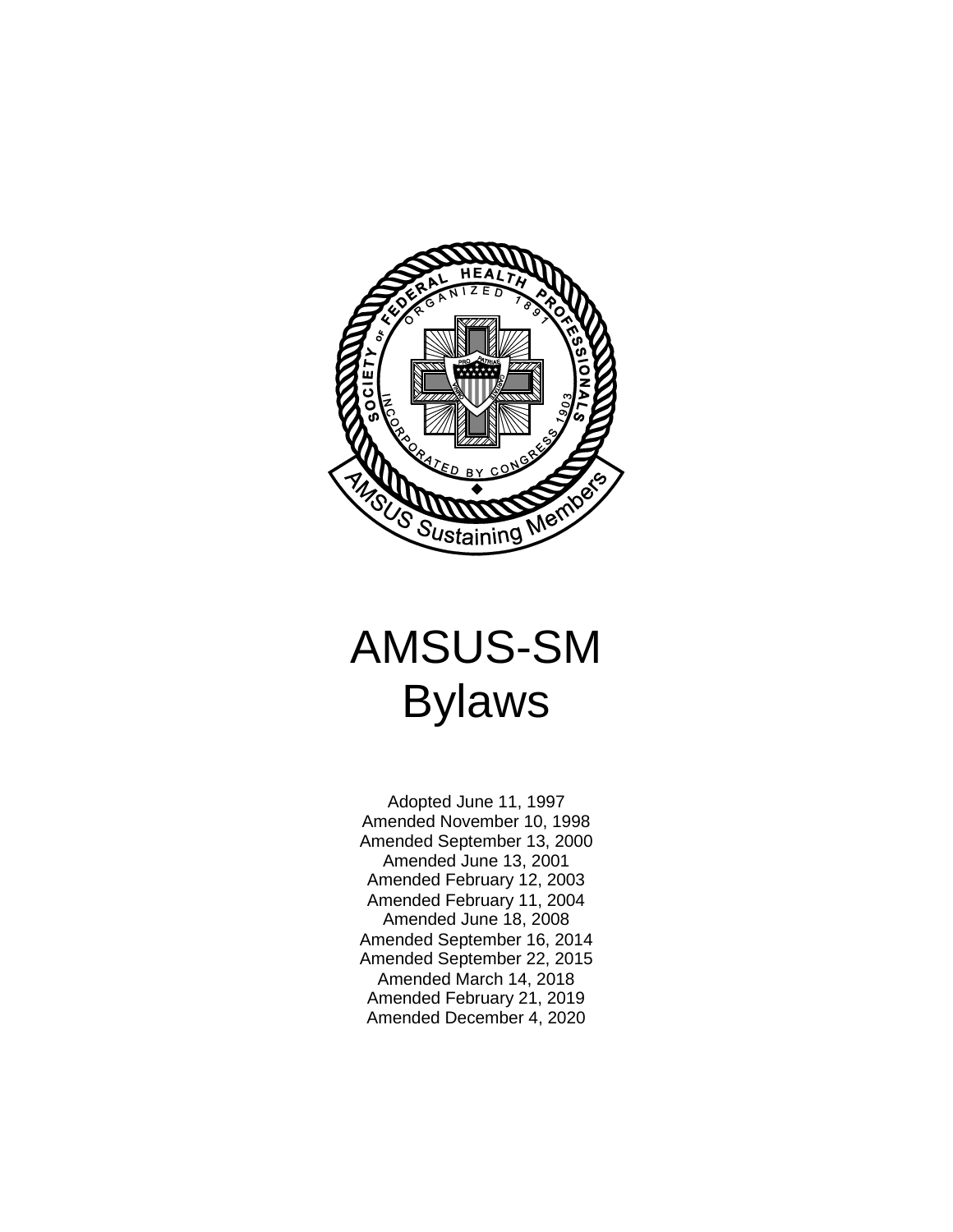# AMSUS-SM Bylaws

Adopted June 11, 1997
Amended November 10, 1998
Amended September 13, 2000
Amended June 13, 2001
Amended February 12, 2003
Amended February 11, 2004
Amended June 18, 2008
Amended September 16, 2014
Amended September 22, 2015
Amended March 14, 2018
Amended February 21, 2019
Amended December 4, 2020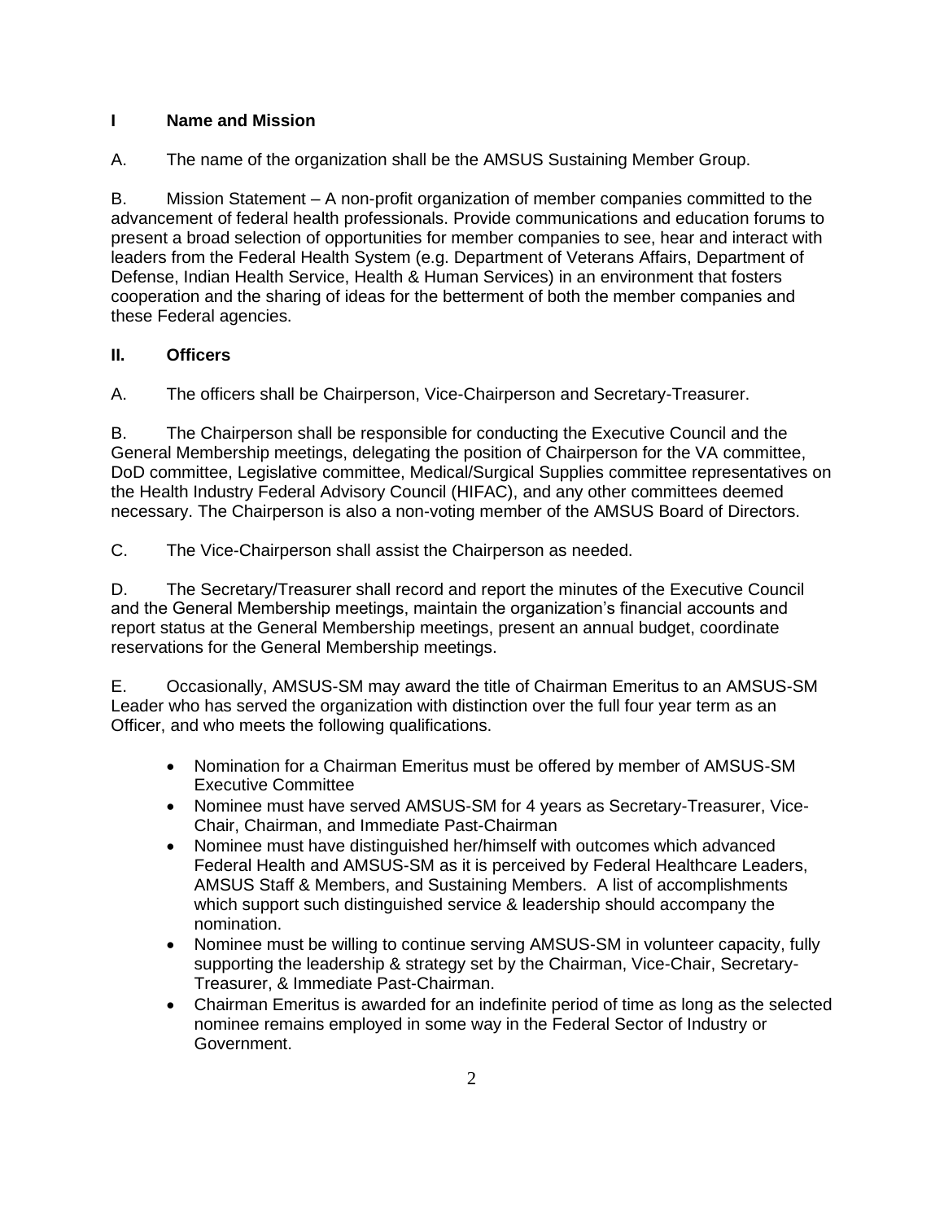## I Name and Mission

A. The name of the organization shall be the AMSUS Sustaining Member Group.

B. Mission Statement – A non-profit organization of member companies committed to the advancement of federal health professionals. Provide communications and education forums to present a broad selection of opportunities for member companies to see, hear and interact with leaders from the Federal Health System (e.g. Department of Veterans Affairs, Department of Defense, Indian Health Service, Health & Human Services) in an environment that fosters cooperation and the sharing of ideas for the betterment of both the member companies and these Federal agencies.

## II. Officers

A. The officers shall be Chairperson, Vice-Chairperson and Secretary-Treasurer.

B. The Chairperson shall be responsible for conducting the Executive Council and the General Membership meetings, delegating the position of Chairperson for the VA committee, DoD committee, Legislative committee, Medical/Surgical Supplies committee representatives on the Health Industry Federal Advisory Council (HIFAC), and any other committees deemed necessary. The Chairperson is also a non-voting member of the AMSUS Board of Directors.

C. The Vice-Chairperson shall assist the Chairperson as needed.

D. The Secretary/Treasurer shall record and report the minutes of the Executive Council and the General Membership meetings, maintain the organization's financial accounts and report status at the General Membership meetings, present an annual budget, coordinate reservations for the General Membership meetings.

E. Occasionally, AMSUS-SM may award the title of Chairman Emeritus to an AMSUS-SM Leader who has served the organization with distinction over the full four year term as an Officer, and who meets the following qualifications.

- Nomination for a Chairman Emeritus must be offered by member of AMSUS-SM Executive Committee
- Nominee must have served AMSUS-SM for 4 years as Secretary-Treasurer, Vice-Chair, Chairman, and Immediate Past-Chairman
- Nominee must have distinguished her/himself with outcomes which advanced Federal Health and AMSUS-SM as it is perceived by Federal Healthcare Leaders, AMSUS Staff & Members, and Sustaining Members. A list of accomplishments which support such distinguished service & leadership should accompany the nomination.
- Nominee must be willing to continue serving AMSUS-SM in volunteer capacity, fully supporting the leadership & strategy set by the Chairman, Vice-Chair, Secretary-Treasurer, & Immediate Past-Chairman.
- Chairman Emeritus is awarded for an indefinite period of time as long as the selected nominee remains employed in some way in the Federal Sector of Industry or Government.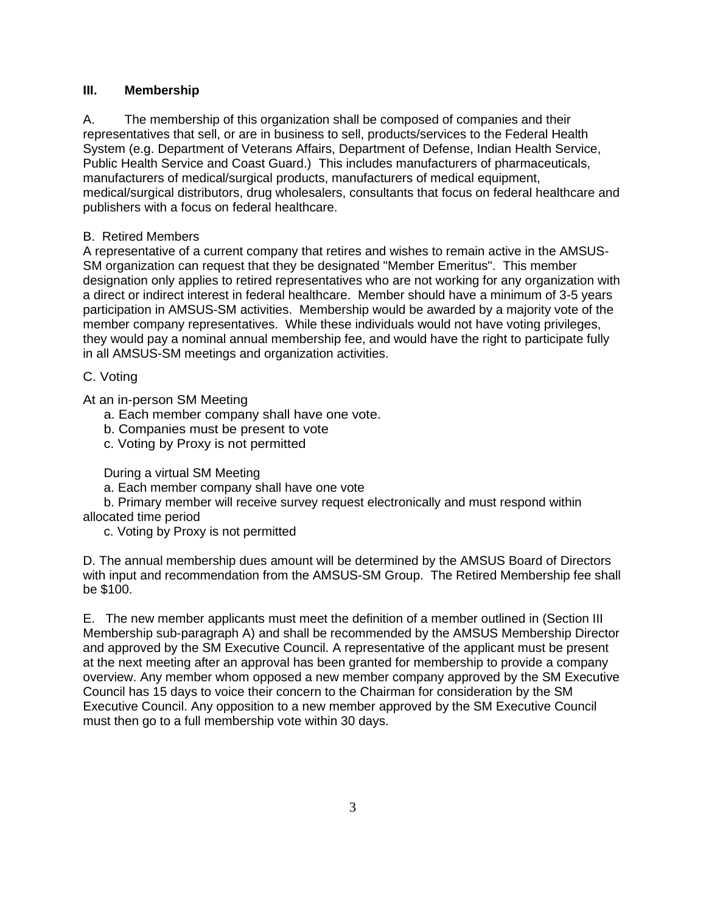## III. Membership

A. The membership of this organization shall be composed of companies and their representatives that sell, or are in business to sell, products/services to the Federal Health System (e.g. Department of Veterans Affairs, Department of Defense, Indian Health Service, Public Health Service and Coast Guard.) This includes manufacturers of pharmaceuticals, manufacturers of medical/surgical products, manufacturers of medical equipment, medical/surgical distributors, drug wholesalers, consultants that focus on federal healthcare and publishers with a focus on federal healthcare.

B. Retired Members

A representative of a current company that retires and wishes to remain active in the AMSUS-SM organization can request that they be designated "Member Emeritus". This member designation only applies to retired representatives who are not working for any organization with a direct or indirect interest in federal healthcare. Member should have a minimum of 3-5 years participation in AMSUS-SM activities. Membership would be awarded by a majority vote of the member company representatives. While these individuals would not have voting privileges, they would pay a nominal annual membership fee, and would have the right to participate fully in all AMSUS-SM meetings and organization activities.

C. Voting

At an in-person SM Meeting

a. Each member company shall have one vote.
b. Companies must be present to vote
c. Voting by Proxy is not permitted

During a virtual SM Meeting

a. Each member company shall have one vote
b. Primary member will receive survey request electronically and must respond within allocated time period
c. Voting by Proxy is not permitted

D. The annual membership dues amount will be determined by the AMSUS Board of Directors with input and recommendation from the AMSUS-SM Group. The Retired Membership fee shall be $100.

E. The new member applicants must meet the definition of a member outlined in (Section III Membership sub-paragraph A) and shall be recommended by the AMSUS Membership Director and approved by the SM Executive Council. A representative of the applicant must be present at the next meeting after an approval has been granted for membership to provide a company overview. Any member whom opposed a new member company approved by the SM Executive Council has 15 days to voice their concern to the Chairman for consideration by the SM Executive Council. Any opposition to a new member approved by the SM Executive Council must then go to a full membership vote within 30 days.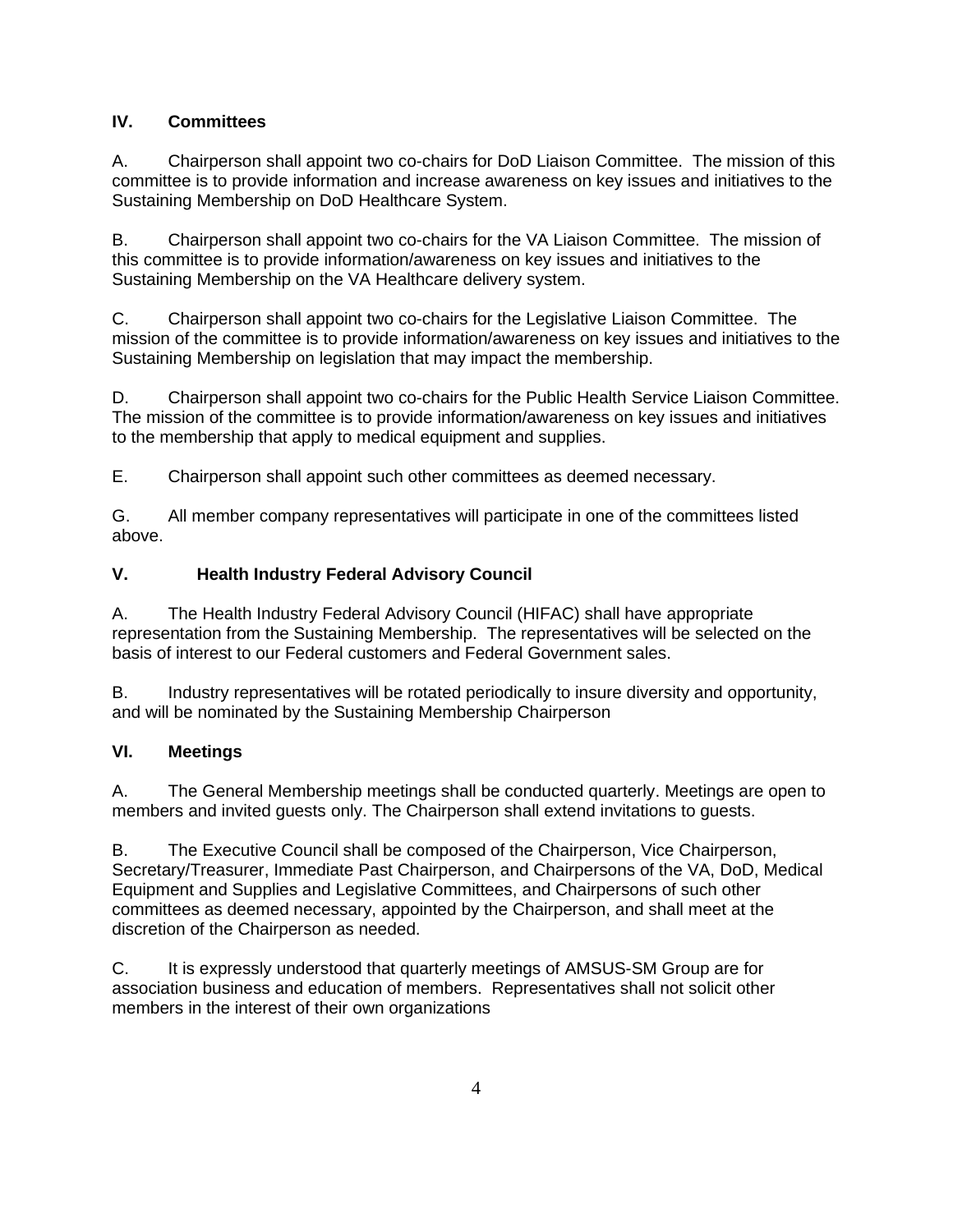## IV. Committees

A. Chairperson shall appoint two co-chairs for DoD Liaison Committee. The mission of this committee is to provide information and increase awareness on key issues and initiatives to the Sustaining Membership on DoD Healthcare System.

B. Chairperson shall appoint two co-chairs for the VA Liaison Committee. The mission of this committee is to provide information/awareness on key issues and initiatives to the Sustaining Membership on the VA Healthcare delivery system.

C. Chairperson shall appoint two co-chairs for the Legislative Liaison Committee. The mission of the committee is to provide information/awareness on key issues and initiatives to the Sustaining Membership on legislation that may impact the membership.

D. Chairperson shall appoint two co-chairs for the Public Health Service Liaison Committee. The mission of the committee is to provide information/awareness on key issues and initiatives to the membership that apply to medical equipment and supplies.

E. Chairperson shall appoint such other committees as deemed necessary.

G. All member company representatives will participate in one of the committees listed above.

## V. Health Industry Federal Advisory Council

A. The Health Industry Federal Advisory Council (HIFAC) shall have appropriate representation from the Sustaining Membership. The representatives will be selected on the basis of interest to our Federal customers and Federal Government sales.

B. Industry representatives will be rotated periodically to insure diversity and opportunity, and will be nominated by the Sustaining Membership Chairperson

## VI. Meetings

A. The General Membership meetings shall be conducted quarterly. Meetings are open to members and invited guests only. The Chairperson shall extend invitations to guests.

B. The Executive Council shall be composed of the Chairperson, Vice Chairperson, Secretary/Treasurer, Immediate Past Chairperson, and Chairpersons of the VA, DoD, Medical Equipment and Supplies and Legislative Committees, and Chairpersons of such other committees as deemed necessary, appointed by the Chairperson, and shall meet at the discretion of the Chairperson as needed.

C. It is expressly understood that quarterly meetings of AMSUS-SM Group are for association business and education of members. Representatives shall not solicit other members in the interest of their own organizations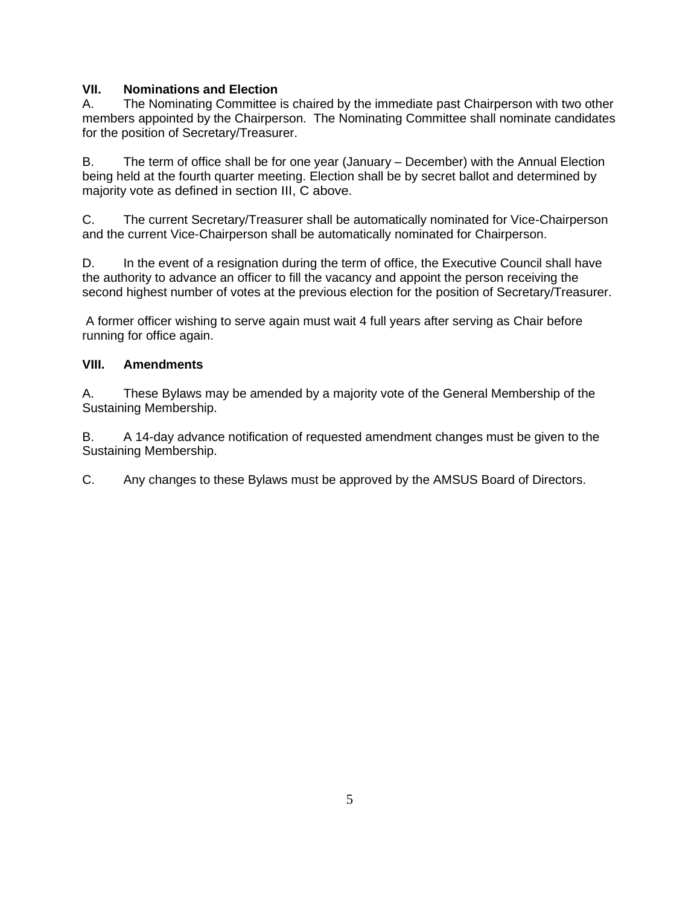## VII. Nominations and Election

A. The Nominating Committee is chaired by the immediate past Chairperson with two other members appointed by the Chairperson. The Nominating Committee shall nominate candidates for the position of Secretary/Treasurer.

B. The term of office shall be for one year (January – December) with the Annual Election being held at the fourth quarter meeting. Election shall be by secret ballot and determined by majority vote as defined in section III, C above.

C. The current Secretary/Treasurer shall be automatically nominated for Vice-Chairperson and the current Vice-Chairperson shall be automatically nominated for Chairperson.

D. In the event of a resignation during the term of office, the Executive Council shall have the authority to advance an officer to fill the vacancy and appoint the person receiving the second highest number of votes at the previous election for the position of Secretary/Treasurer.

A former officer wishing to serve again must wait 4 full years after serving as Chair before running for office again.

## VIII. Amendments

A. These Bylaws may be amended by a majority vote of the General Membership of the Sustaining Membership.

B. A 14-day advance notification of requested amendment changes must be given to the Sustaining Membership.

C. Any changes to these Bylaws must be approved by the AMSUS Board of Directors.